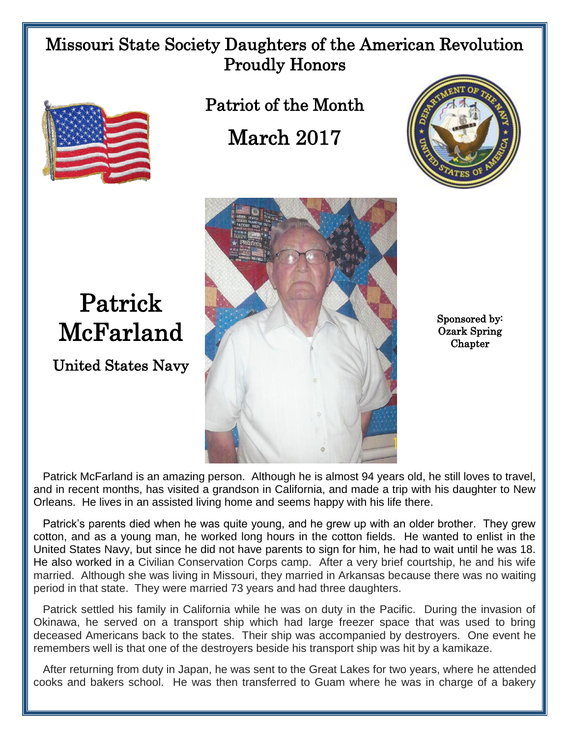# Missouri State Society Daughters of the American Revolution Proudly Honors

## Patriot of the Month

## March 2017

# Patrick McFarland

### United States Navy

Sponsored by: Ozark Spring Chapter

Patrick McFarland is an amazing person. Although he is almost 94 years old, he still loves to travel, and in recent months, has visited a grandson in California, and made a trip with his daughter to New Orleans. He lives in an assisted living home and seems happy with his life there.

Patrick's parents died when he was quite young, and he grew up with an older brother. They grew cotton, and as a young man, he worked long hours in the cotton fields. He wanted to enlist in the United States Navy, but since he did not have parents to sign for him, he had to wait until he was 18. He also worked in a Civilian Conservation Corps camp. After a very brief courtship, he and his wife married. Although she was living in Missouri, they married in Arkansas because there was no waiting period in that state. They were married 73 years and had three daughters.

Patrick settled his family in California while he was on duty in the Pacific. During the invasion of Okinawa, he served on a transport ship which had large freezer space that was used to bring deceased Americans back to the states. Their ship was accompanied by destroyers. One event he remembers well is that one of the destroyers beside his transport ship was hit by a kamikaze.

After returning from duty in Japan, he was sent to the Great Lakes for two years, where he attended cooks and bakers school. He was then transferred to Guam where he was in charge of a bakery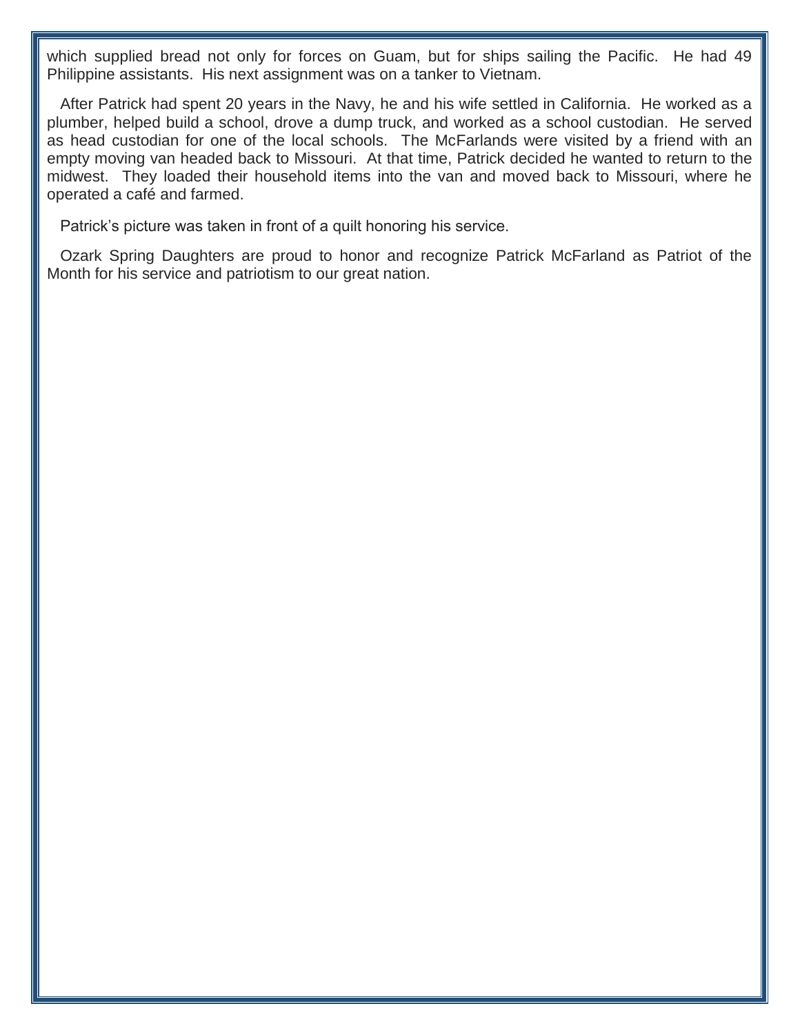which supplied bread not only for forces on Guam, but for ships sailing the Pacific. He had 49 Philippine assistants. His next assignment was on a tanker to Vietnam.

After Patrick had spent 20 years in the Navy, he and his wife settled in California. He worked as a plumber, helped build a school, drove a dump truck, and worked as a school custodian. He served as head custodian for one of the local schools. The McFarlands were visited by a friend with an empty moving van headed back to Missouri. At that time, Patrick decided he wanted to return to the midwest. They loaded their household items into the van and moved back to Missouri, where he operated a café and farmed.

Patrick's picture was taken in front of a quilt honoring his service.

Ozark Spring Daughters are proud to honor and recognize Patrick McFarland as Patriot of the Month for his service and patriotism to our great nation.